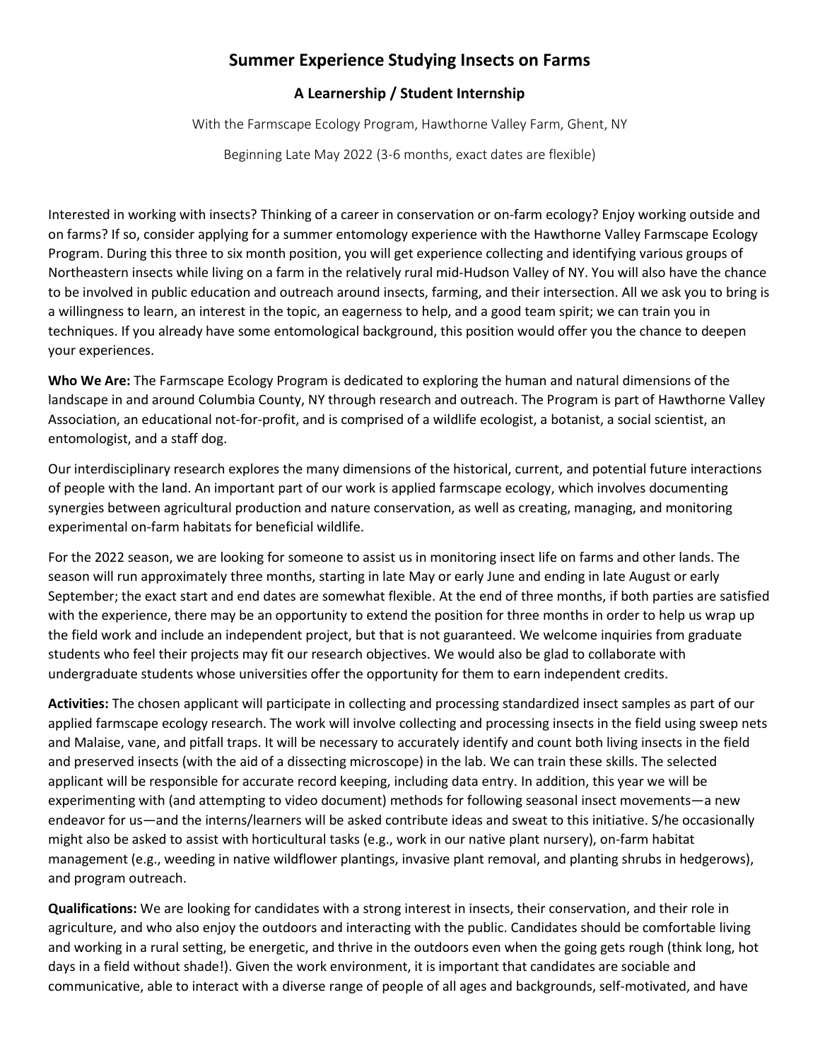# Summer Experience Studying Insects on Farms

## A Learnership / Student Internship

With the Farmscape Ecology Program, Hawthorne Valley Farm, Ghent, NY

Beginning Late May 2022 (3-6 months, exact dates are flexible)

Interested in working with insects? Thinking of a career in conservation or on-farm ecology? Enjoy working outside and on farms? If so, consider applying for a summer entomology experience with the Hawthorne Valley Farmscape Ecology Program. During this three to six month position, you will get experience collecting and identifying various groups of Northeastern insects while living on a farm in the relatively rural mid-Hudson Valley of NY. You will also have the chance to be involved in public education and outreach around insects, farming, and their intersection. All we ask you to bring is a willingness to learn, an interest in the topic, an eagerness to help, and a good team spirit; we can train you in techniques. If you already have some entomological background, this position would offer you the chance to deepen your experiences.

**Who We Are:** The Farmscape Ecology Program is dedicated to exploring the human and natural dimensions of the landscape in and around Columbia County, NY through research and outreach. The Program is part of Hawthorne Valley Association, an educational not-for-profit, and is comprised of a wildlife ecologist, a botanist, a social scientist, an entomologist, and a staff dog.

Our interdisciplinary research explores the many dimensions of the historical, current, and potential future interactions of people with the land. An important part of our work is applied farmscape ecology, which involves documenting synergies between agricultural production and nature conservation, as well as creating, managing, and monitoring experimental on-farm habitats for beneficial wildlife.

For the 2022 season, we are looking for someone to assist us in monitoring insect life on farms and other lands. The season will run approximately three months, starting in late May or early June and ending in late August or early September; the exact start and end dates are somewhat flexible. At the end of three months, if both parties are satisfied with the experience, there may be an opportunity to extend the position for three months in order to help us wrap up the field work and include an independent project, but that is not guaranteed. We welcome inquiries from graduate students who feel their projects may fit our research objectives. We would also be glad to collaborate with undergraduate students whose universities offer the opportunity for them to earn independent credits.

**Activities:** The chosen applicant will participate in collecting and processing standardized insect samples as part of our applied farmscape ecology research. The work will involve collecting and processing insects in the field using sweep nets and Malaise, vane, and pitfall traps. It will be necessary to accurately identify and count both living insects in the field and preserved insects (with the aid of a dissecting microscope) in the lab. We can train these skills. The selected applicant will be responsible for accurate record keeping, including data entry. In addition, this year we will be experimenting with (and attempting to video document) methods for following seasonal insect movements—a new endeavor for us—and the interns/learners will be asked contribute ideas and sweat to this initiative. S/he occasionally might also be asked to assist with horticultural tasks (e.g., work in our native plant nursery), on-farm habitat management (e.g., weeding in native wildflower plantings, invasive plant removal, and planting shrubs in hedgerows), and program outreach.

**Qualifications:** We are looking for candidates with a strong interest in insects, their conservation, and their role in agriculture, and who also enjoy the outdoors and interacting with the public. Candidates should be comfortable living and working in a rural setting, be energetic, and thrive in the outdoors even when the going gets rough (think long, hot days in a field without shade!). Given the work environment, it is important that candidates are sociable and communicative, able to interact with a diverse range of people of all ages and backgrounds, self-motivated, and have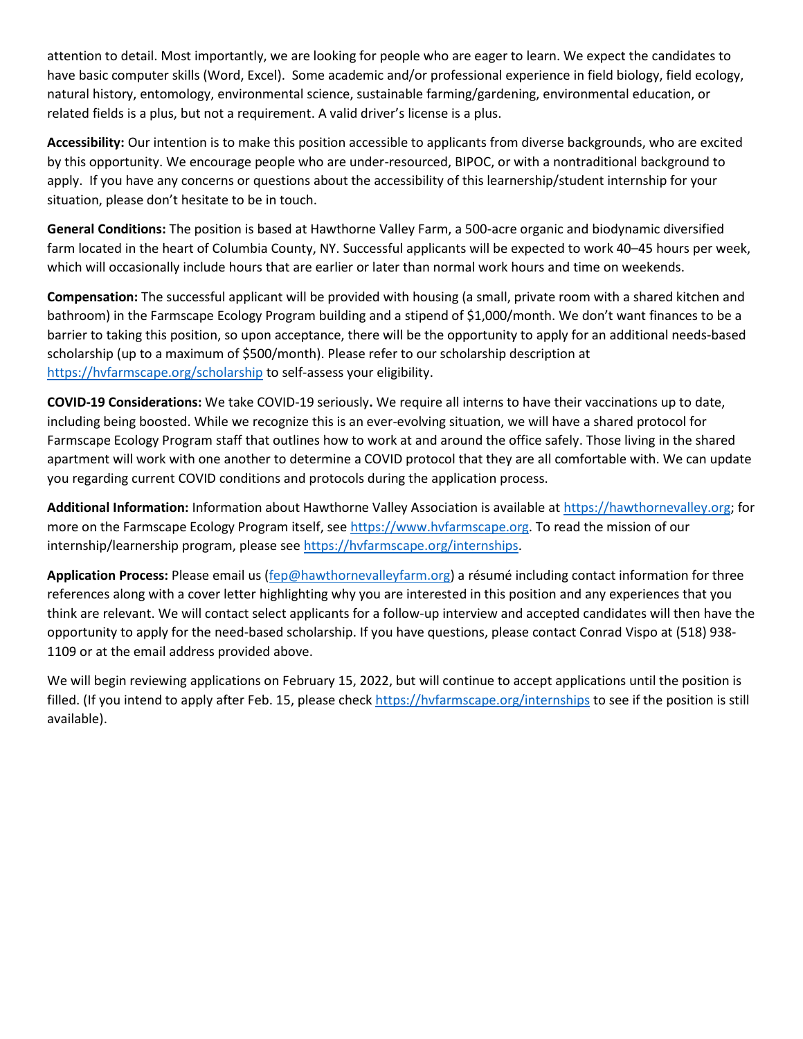attention to detail. Most importantly, we are looking for people who are eager to learn. We expect the candidates to have basic computer skills (Word, Excel). Some academic and/or professional experience in field biology, field ecology, natural history, entomology, environmental science, sustainable farming/gardening, environmental education, or related fields is a plus, but not a requirement. A valid driver's license is a plus.

**Accessibility:** Our intention is to make this position accessible to applicants from diverse backgrounds, who are excited by this opportunity. We encourage people who are under-resourced, BIPOC, or with a nontraditional background to apply. If you have any concerns or questions about the accessibility of this learnership/student internship for your situation, please don't hesitate to be in touch.

**General Conditions:** The position is based at Hawthorne Valley Farm, a 500-acre organic and biodynamic diversified farm located in the heart of Columbia County, NY. Successful applicants will be expected to work 40–45 hours per week, which will occasionally include hours that are earlier or later than normal work hours and time on weekends.

**Compensation:** The successful applicant will be provided with housing (a small, private room with a shared kitchen and bathroom) in the Farmscape Ecology Program building and a stipend of $1,000/month. We don't want finances to be a barrier to taking this position, so upon acceptance, there will be the opportunity to apply for an additional needs-based scholarship (up to a maximum of $500/month). Please refer to our scholarship description at https://hvfarmscape.org/scholarship to self-assess your eligibility.

**COVID-19 Considerations:** We take COVID-19 seriously**.** We require all interns to have their vaccinations up to date, including being boosted. While we recognize this is an ever-evolving situation, we will have a shared protocol for Farmscape Ecology Program staff that outlines how to work at and around the office safely. Those living in the shared apartment will work with one another to determine a COVID protocol that they are all comfortable with. We can update you regarding current COVID conditions and protocols during the application process.

**Additional Information:** Information about Hawthorne Valley Association is available at https://hawthornevalley.org; for more on the Farmscape Ecology Program itself, see https://www.hvfarmscape.org. To read the mission of our internship/learnership program, please see https://hvfarmscape.org/internships.

**Application Process:** Please email us (fep@hawthornevalleyfarm.org) a résumé including contact information for three references along with a cover letter highlighting why you are interested in this position and any experiences that you think are relevant. We will contact select applicants for a follow-up interview and accepted candidates will then have the opportunity to apply for the need-based scholarship. If you have questions, please contact Conrad Vispo at (518) 938-1109 or at the email address provided above.

We will begin reviewing applications on February 15, 2022, but will continue to accept applications until the position is filled. (If you intend to apply after Feb. 15, please check https://hvfarmscape.org/internships to see if the position is still available).